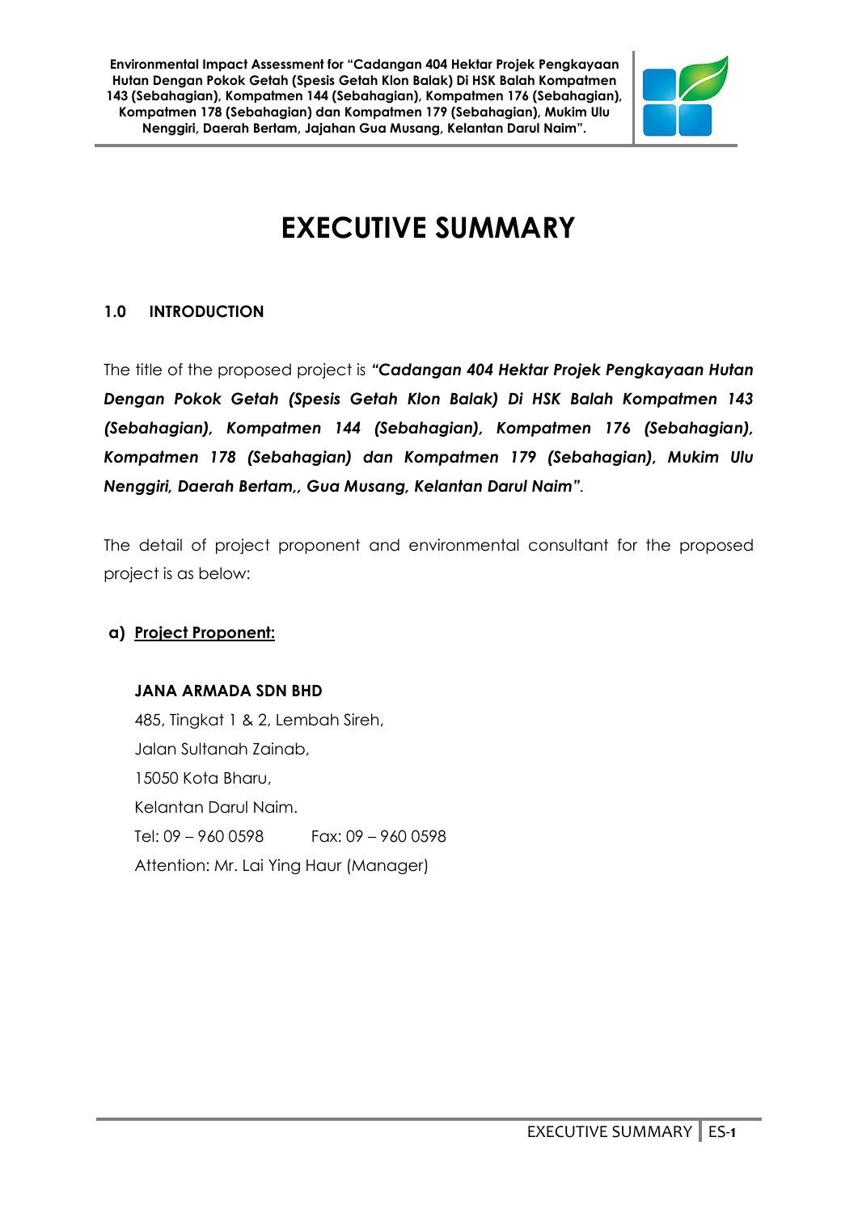# EXECUTIVE SUMMARY

## 1.0 INTRODUCTION

The title of the proposed project is ***"Cadangan 404 Hektar Projek Pengkayaan Hutan Dengan Pokok Getah (Spesis Getah Klon Balak) Di HSK Balah Kompatmen 143 (Sebahagian), Kompatmen 144 (Sebahagian), Kompatmen 176 (Sebahagian), Kompatmen 178 (Sebahagian) dan Kompatmen 179 (Sebahagian), Mukim Ulu Nenggiri, Daerah Bertam,, Gua Musang, Kelantan Darul Naim"***.

The detail of project proponent and environmental consultant for the proposed project is as below:

**a) Project Proponent:**

**JANA ARMADA SDN BHD**
485, Tingkat 1 & 2, Lembah Sireh,
Jalan Sultanah Zainab,
15050 Kota Bharu,
Kelantan Darul Naim.
Tel: 09 – 960 0598 Fax: 09 – 960 0598
Attention: Mr. Lai Ying Haur (Manager)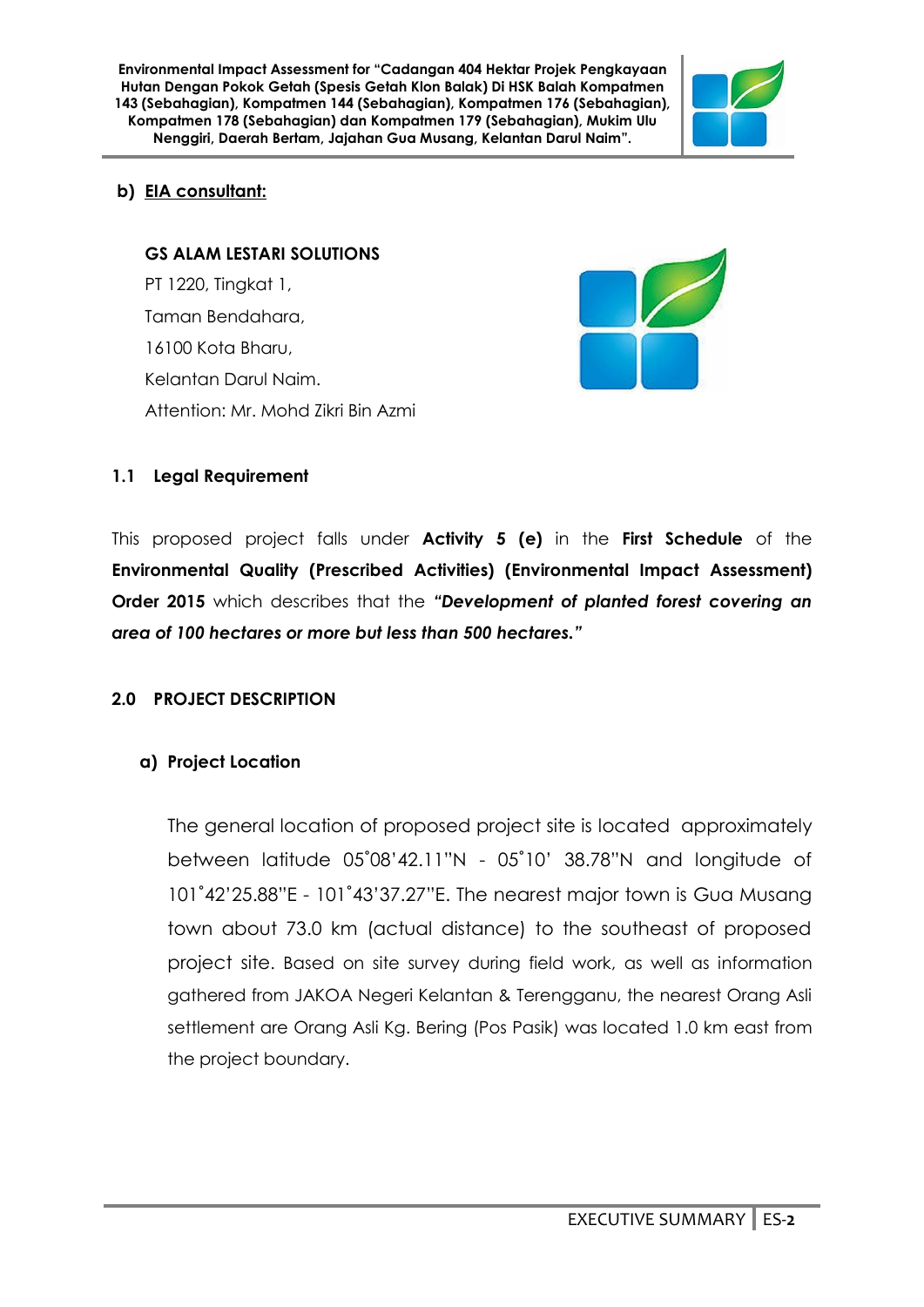**b) EIA consultant:**

**GS ALAM LESTARI SOLUTIONS**
PT 1220, Tingkat 1,
Taman Bendahara,
16100 Kota Bharu,
Kelantan Darul Naim.
Attention: Mr. Mohd Zikri Bin Azmi

### 1.1 Legal Requirement

This proposed project falls under **Activity 5 (e)** in the **First Schedule** of the **Environmental Quality (Prescribed Activities) (Environmental Impact Assessment) Order 2015** which describes that the ***"Development of planted forest covering an area of 100 hectares or more but less than 500 hectares."***

## 2.0 PROJECT DESCRIPTION

**a) Project Location**

The general location of proposed project site is located approximately between latitude 05˚08'42.11"N - 05˚10' 38.78"N and longitude of 101˚42'25.88"E - 101˚43'37.27"E. The nearest major town is Gua Musang town about 73.0 km (actual distance) to the southeast of proposed project site. Based on site survey during field work, as well as information gathered from JAKOA Negeri Kelantan & Terengganu, the nearest Orang Asli settlement are Orang Asli Kg. Bering (Pos Pasik) was located 1.0 km east from the project boundary.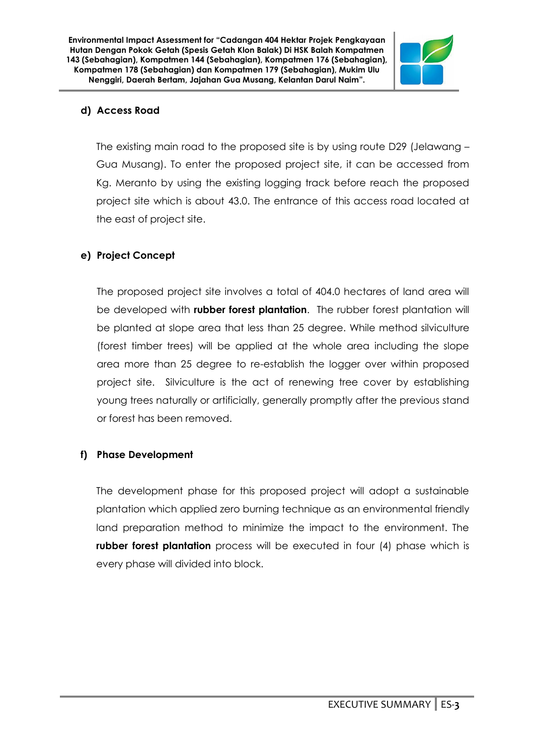**d) Access Road**

The existing main road to the proposed site is by using route D29 (Jelawang – Gua Musang). To enter the proposed project site, it can be accessed from Kg. Meranto by using the existing logging track before reach the proposed project site which is about 43.0. The entrance of this access road located at the east of project site.

**e) Project Concept**

The proposed project site involves a total of 404.0 hectares of land area will be developed with **rubber forest plantation**. The rubber forest plantation will be planted at slope area that less than 25 degree. While method silviculture (forest timber trees) will be applied at the whole area including the slope area more than 25 degree to re-establish the logger over within proposed project site. Silviculture is the act of renewing tree cover by establishing young trees naturally or artificially, generally promptly after the previous stand or forest has been removed.

**f) Phase Development**

The development phase for this proposed project will adopt a sustainable plantation which applied zero burning technique as an environmental friendly land preparation method to minimize the impact to the environment. The **rubber forest plantation** process will be executed in four (4) phase which is every phase will divided into block.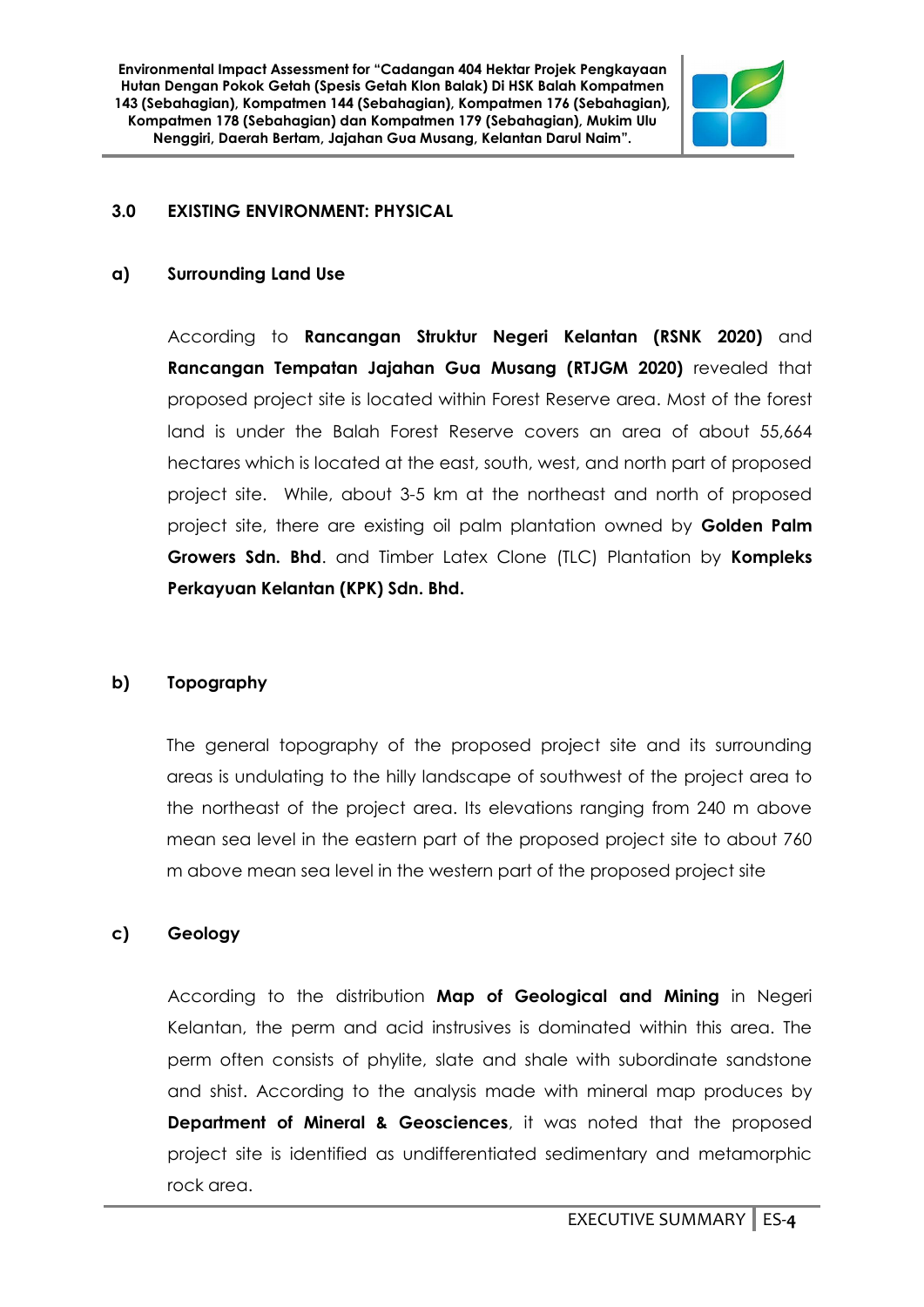## 3.0 EXISTING ENVIRONMENT: PHYSICAL

### a) Surrounding Land Use

According to **Rancangan Struktur Negeri Kelantan (RSNK 2020)** and **Rancangan Tempatan Jajahan Gua Musang (RTJGM 2020)** revealed that proposed project site is located within Forest Reserve area. Most of the forest land is under the Balah Forest Reserve covers an area of about 55,664 hectares which is located at the east, south, west, and north part of proposed project site. While, about 3-5 km at the northeast and north of proposed project site, there are existing oil palm plantation owned by **Golden Palm Growers Sdn. Bhd**. and Timber Latex Clone (TLC) Plantation by **Kompleks Perkayuan Kelantan (KPK) Sdn. Bhd.**

### b) Topography

The general topography of the proposed project site and its surrounding areas is undulating to the hilly landscape of southwest of the project area to the northeast of the project area. Its elevations ranging from 240 m above mean sea level in the eastern part of the proposed project site to about 760 m above mean sea level in the western part of the proposed project site

### c) Geology

According to the distribution **Map of Geological and Mining** in Negeri Kelantan, the perm and acid instrusives is dominated within this area. The perm often consists of phylite, slate and shale with subordinate sandstone and shist. According to the analysis made with mineral map produces by **Department of Mineral & Geosciences**, it was noted that the proposed project site is identified as undifferentiated sedimentary and metamorphic rock area.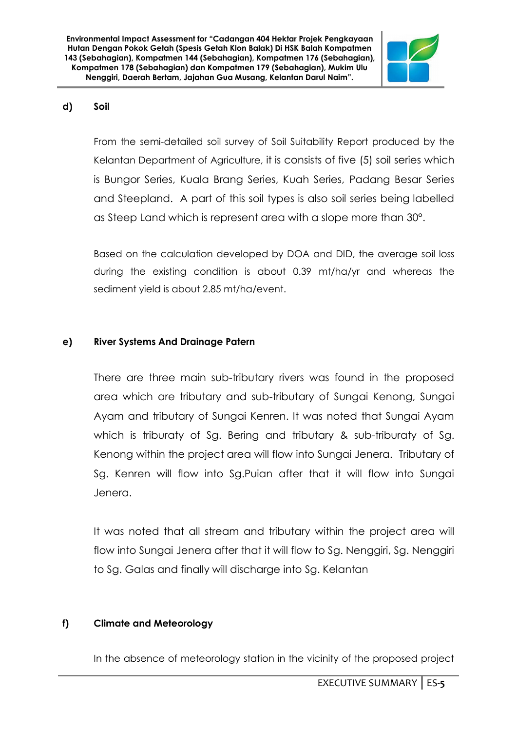**d) Soil**

From the semi-detailed soil survey of Soil Suitability Report produced by the Kelantan Department of Agriculture, it is consists of five (5) soil series which is Bungor Series, Kuala Brang Series, Kuah Series, Padang Besar Series and Steepland. A part of this soil types is also soil series being labelled as Steep Land which is represent area with a slope more than 30°.

Based on the calculation developed by DOA and DID, the average soil loss during the existing condition is about 0.39 mt/ha/yr and whereas the sediment yield is about 2.85 mt/ha/event.

**e) River Systems And Drainage Patern**

There are three main sub-tributary rivers was found in the proposed area which are tributary and sub-tributary of Sungai Kenong, Sungai Ayam and tributary of Sungai Kenren. It was noted that Sungai Ayam which is triburaty of Sg. Bering and tributary & sub-triburaty of Sg. Kenong within the project area will flow into Sungai Jenera. Tributary of Sg. Kenren will flow into Sg.Puian after that it will flow into Sungai Jenera.

It was noted that all stream and tributary within the project area will flow into Sungai Jenera after that it will flow to Sg. Nenggiri, Sg. Nenggiri to Sg. Galas and finally will discharge into Sg. Kelantan

**f) Climate and Meteorology**

In the absence of meteorology station in the vicinity of the proposed project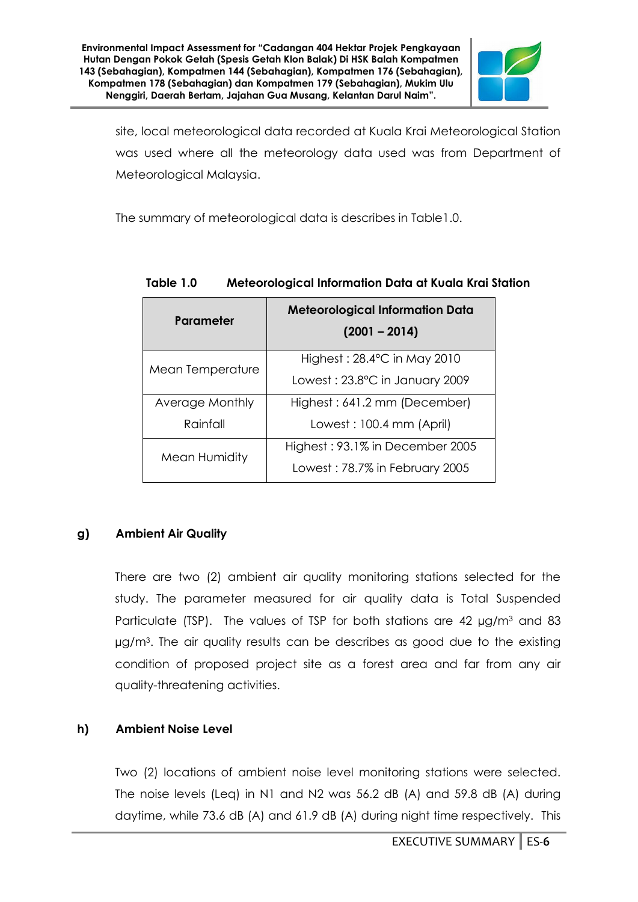site, local meteorological data recorded at Kuala Krai Meteorological Station was used where all the meteorology data used was from Department of Meteorological Malaysia.

The summary of meteorological data is describes in Table1.0.

**Table 1.0 Meteorological Information Data at Kuala Krai Station**

| Parameter | Meteorological Information Data (2001 – 2014) |
|---|---|
| Mean Temperature | Highest : 28.4°C in May 2010<br>Lowest : 23.8°C in January 2009 |
| Average Monthly Rainfall | Highest : 641.2 mm (December)<br>Lowest : 100.4 mm (April) |
| Mean Humidity | Highest : 93.1% in December 2005<br>Lowest : 78.7% in February 2005 |

## g) Ambient Air Quality

There are two (2) ambient air quality monitoring stations selected for the study. The parameter measured for air quality data is Total Suspended Particulate (TSP). The values of TSP for both stations are 42 µg/m$^3$ and 83 µg/m$^3$. The air quality results can be describes as good due to the existing condition of proposed project site as a forest area and far from any air quality-threatening activities.

## h) Ambient Noise Level

Two (2) locations of ambient noise level monitoring stations were selected. The noise levels (Leq) in N1 and N2 was 56.2 dB (A) and 59.8 dB (A) during daytime, while 73.6 dB (A) and 61.9 dB (A) during night time respectively. This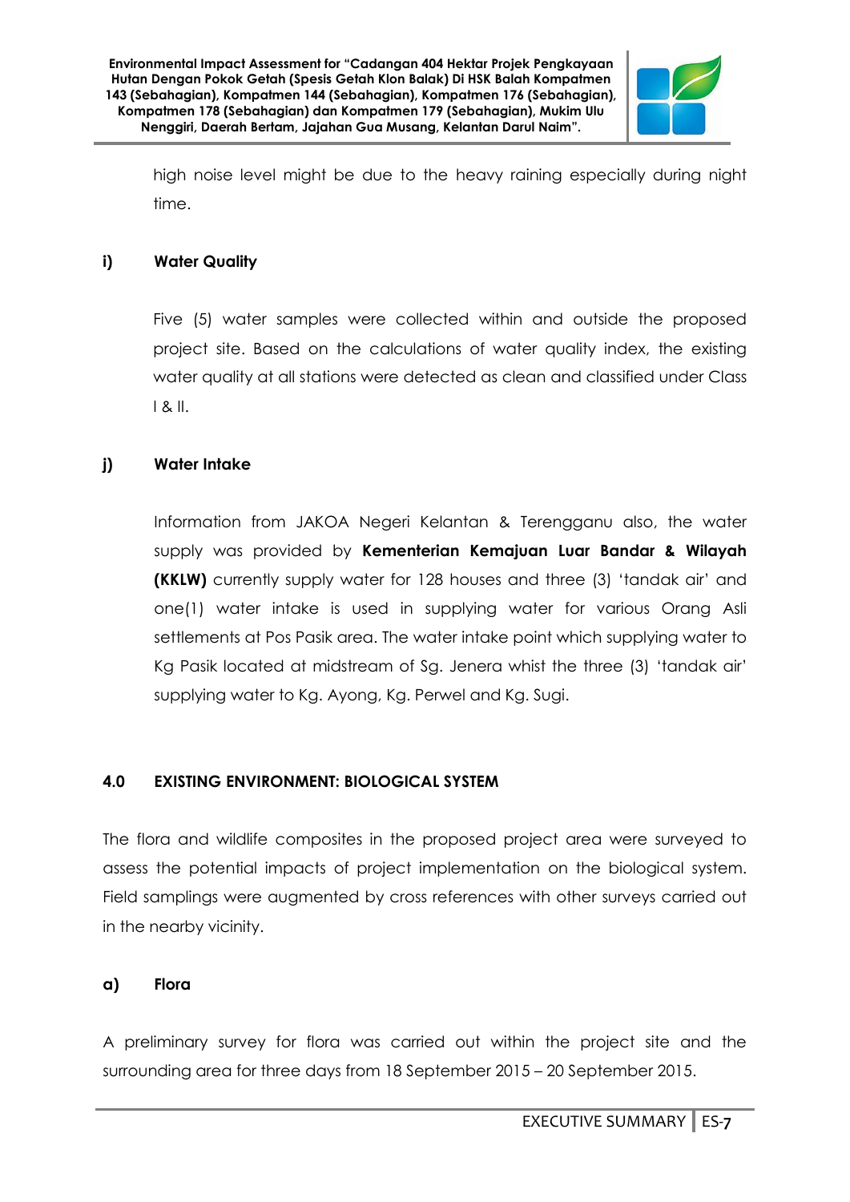high noise level might be due to the heavy raining especially during night time.

### i) Water Quality

Five (5) water samples were collected within and outside the proposed project site. Based on the calculations of water quality index, the existing water quality at all stations were detected as clean and classified under Class I & II.

### j) Water Intake

Information from JAKOA Negeri Kelantan & Terengganu also, the water supply was provided by **Kementerian Kemajuan Luar Bandar & Wilayah (KKLW)** currently supply water for 128 houses and three (3) 'tandak air' and one(1) water intake is used in supplying water for various Orang Asli settlements at Pos Pasik area. The water intake point which supplying water to Kg Pasik located at midstream of Sg. Jenera whist the three (3) 'tandak air' supplying water to Kg. Ayong, Kg. Perwel and Kg. Sugi.

## 4.0 EXISTING ENVIRONMENT: BIOLOGICAL SYSTEM

The flora and wildlife composites in the proposed project area were surveyed to assess the potential impacts of project implementation on the biological system. Field samplings were augmented by cross references with other surveys carried out in the nearby vicinity.

### a) Flora

A preliminary survey for flora was carried out within the project site and the surrounding area for three days from 18 September 2015 – 20 September 2015.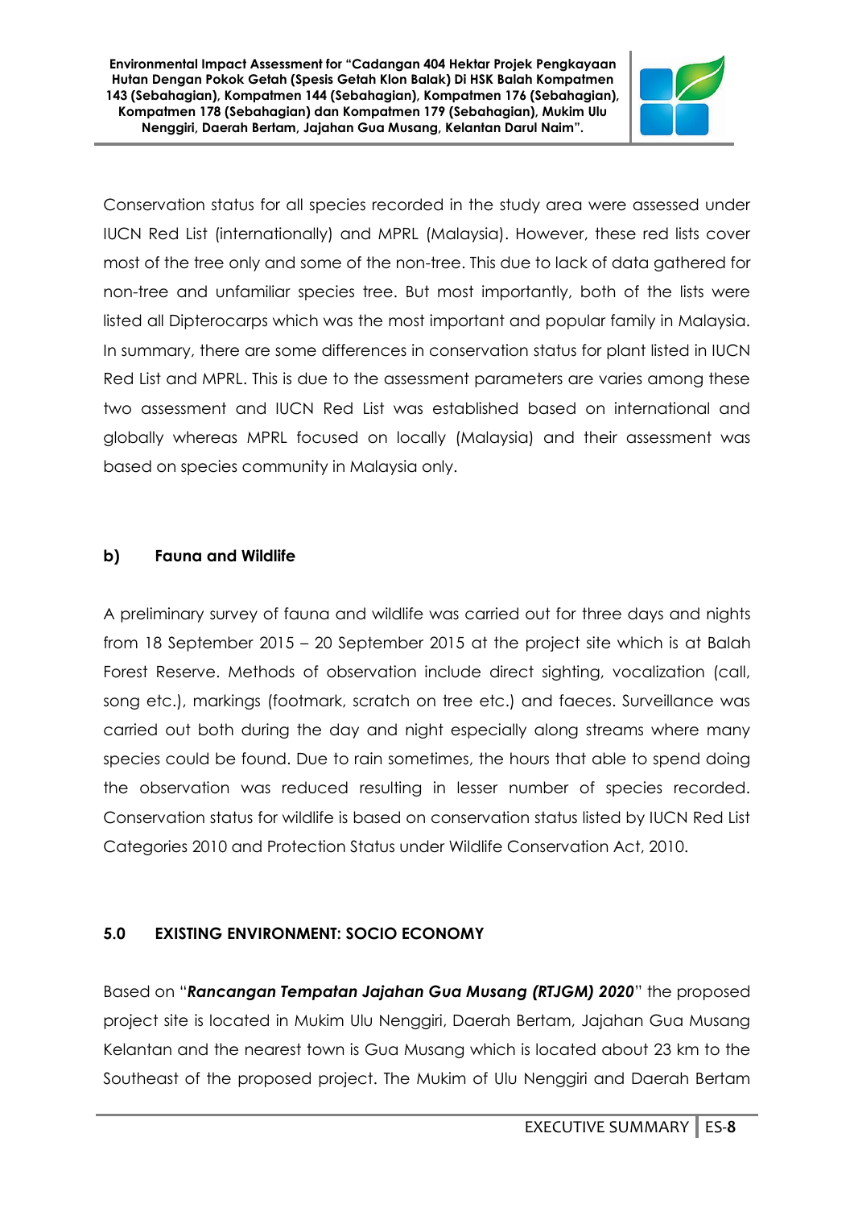Conservation status for all species recorded in the study area were assessed under IUCN Red List (internationally) and MPRL (Malaysia). However, these red lists cover most of the tree only and some of the non-tree. This due to lack of data gathered for non-tree and unfamiliar species tree. But most importantly, both of the lists were listed all Dipterocarps which was the most important and popular family in Malaysia. In summary, there are some differences in conservation status for plant listed in IUCN Red List and MPRL. This is due to the assessment parameters are varies among these two assessment and IUCN Red List was established based on international and globally whereas MPRL focused on locally (Malaysia) and their assessment was based on species community in Malaysia only.

### b) Fauna and Wildlife

A preliminary survey of fauna and wildlife was carried out for three days and nights from 18 September 2015 – 20 September 2015 at the project site which is at Balah Forest Reserve. Methods of observation include direct sighting, vocalization (call, song etc.), markings (footmark, scratch on tree etc.) and faeces. Surveillance was carried out both during the day and night especially along streams where many species could be found. Due to rain sometimes, the hours that able to spend doing the observation was reduced resulting in lesser number of species recorded. Conservation status for wildlife is based on conservation status listed by IUCN Red List Categories 2010 and Protection Status under Wildlife Conservation Act, 2010.

## 5.0 EXISTING ENVIRONMENT: SOCIO ECONOMY

Based on "***Rancangan Tempatan Jajahan Gua Musang (RTJGM) 2020***" the proposed project site is located in Mukim Ulu Nenggiri, Daerah Bertam, Jajahan Gua Musang Kelantan and the nearest town is Gua Musang which is located about 23 km to the Southeast of the proposed project. The Mukim of Ulu Nenggiri and Daerah Bertam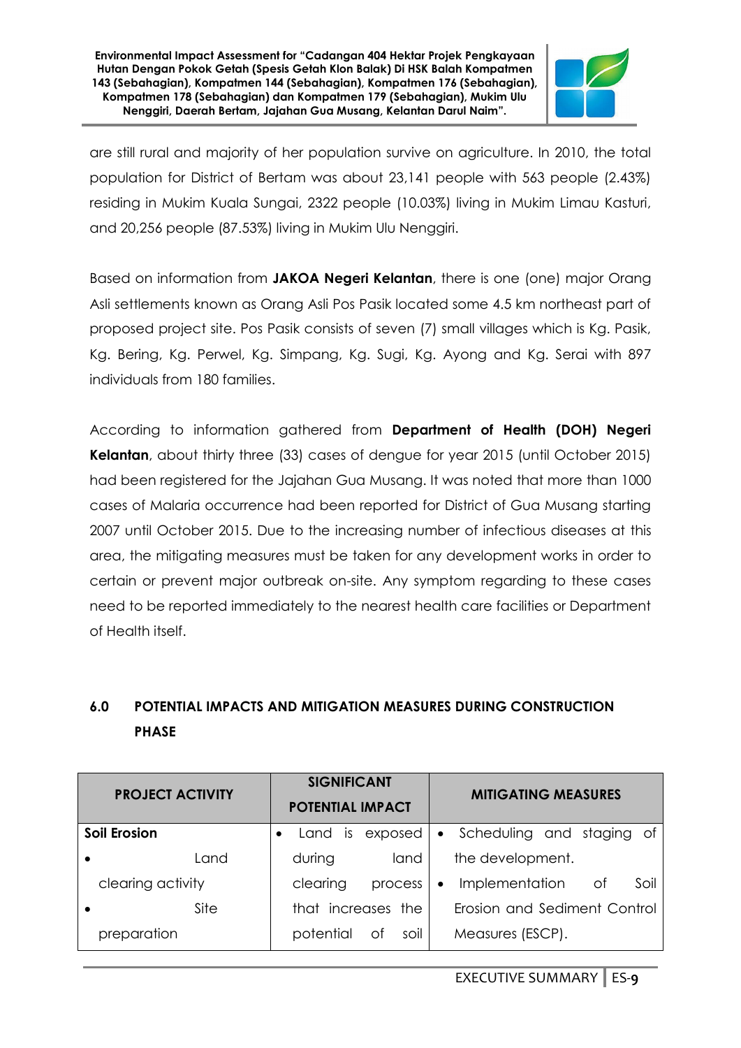are still rural and majority of her population survive on agriculture. In 2010, the total population for District of Bertam was about 23,141 people with 563 people (2.43%) residing in Mukim Kuala Sungai, 2322 people (10.03%) living in Mukim Limau Kasturi, and 20,256 people (87.53%) living in Mukim Ulu Nenggiri.

Based on information from **JAKOA Negeri Kelantan**, there is one (one) major Orang Asli settlements known as Orang Asli Pos Pasik located some 4.5 km northeast part of proposed project site. Pos Pasik consists of seven (7) small villages which is Kg. Pasik, Kg. Bering, Kg. Perwel, Kg. Simpang, Kg. Sugi, Kg. Ayong and Kg. Serai with 897 individuals from 180 families.

According to information gathered from **Department of Health (DOH) Negeri Kelantan**, about thirty three (33) cases of dengue for year 2015 (until October 2015) had been registered for the Jajahan Gua Musang. It was noted that more than 1000 cases of Malaria occurrence had been reported for District of Gua Musang starting 2007 until October 2015. Due to the increasing number of infectious diseases at this area, the mitigating measures must be taken for any development works in order to certain or prevent major outbreak on-site. Any symptom regarding to these cases need to be reported immediately to the nearest health care facilities or Department of Health itself.

## 6.0 POTENTIAL IMPACTS AND MITIGATION MEASURES DURING CONSTRUCTION PHASE

| PROJECT ACTIVITY | SIGNIFICANT POTENTIAL IMPACT | MITIGATING MEASURES |
|---|---|---|
| **Soil Erosion**<br>• Land clearing activity<br>• Site preparation | • Land is exposed during land clearing process that increases the potential of soil | • Scheduling and staging of the development.<br>• Implementation of Soil Erosion and Sediment Control Measures (ESCP). |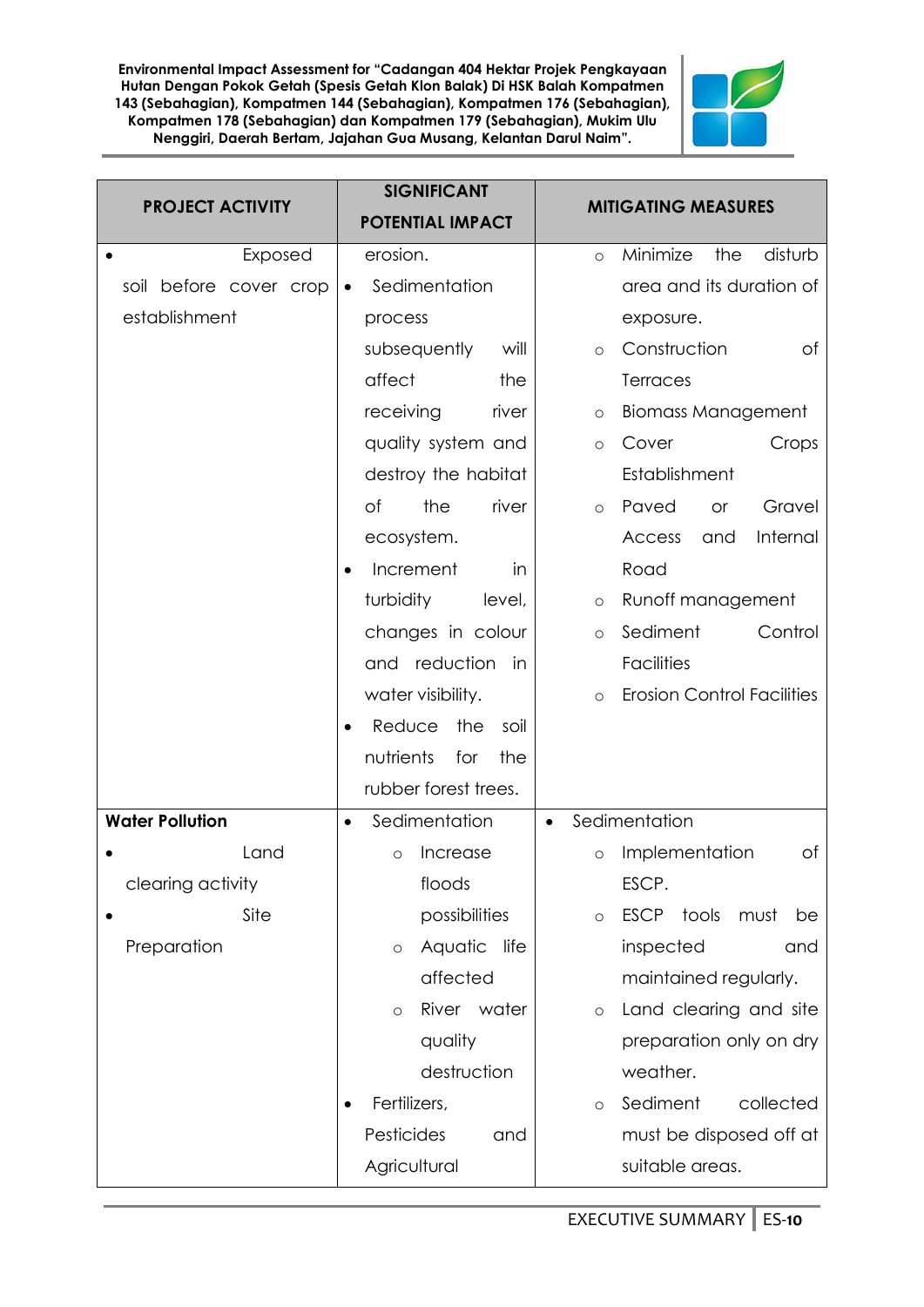| PROJECT ACTIVITY | SIGNIFICANT POTENTIAL IMPACT | MITIGATING MEASURES |
|---|---|---|
| • Exposed soil before cover crop establishment | erosion.<br>• Sedimentation process subsequently will affect the receiving river quality system and destroy the habitat of the river ecosystem.<br>• Increment in turbidity level, changes in colour and reduction in water visibility.<br>• Reduce the soil nutrients for the rubber forest trees. | ○ Minimize the disturb area and its duration of exposure.<br>○ Construction of Terraces<br>○ Biomass Management<br>○ Cover Crops Establishment<br>○ Paved or Gravel Access and Internal Road<br>○ Runoff management<br>○ Sediment Control Facilities<br>○ Erosion Control Facilities |
| **Water Pollution**<br>• Land clearing activity<br>• Site Preparation | • Sedimentation<br>○ Increase floods possibilities<br>○ Aquatic life affected<br>○ River water quality destruction<br>• Fertilizers, Pesticides and Agricultural | • Sedimentation<br>○ Implementation of ESCP.<br>○ ESCP tools must be inspected and maintained regularly.<br>○ Land clearing and site preparation only on dry weather.<br>○ Sediment collected must be disposed off at suitable areas. |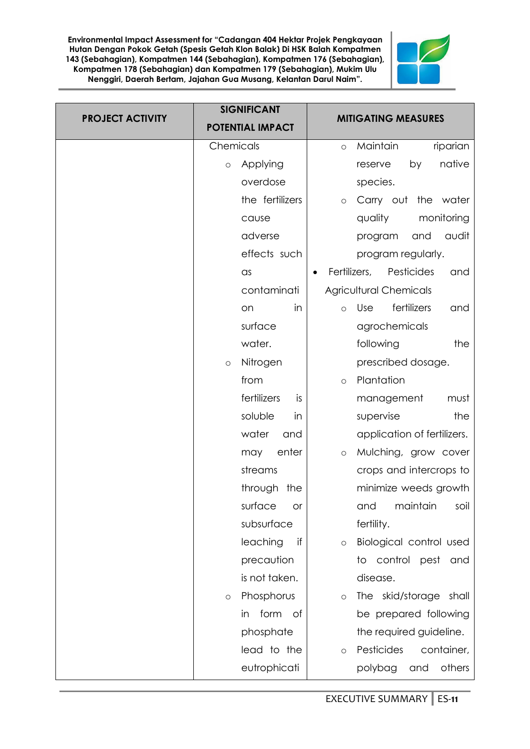| PROJECT ACTIVITY | SIGNIFICANT POTENTIAL IMPACT | MITIGATING MEASURES |
|---|---|---|
| | Chemicals<br>◦ Applying overdose the fertilizers cause adverse effects such as contamination in surface water.<br>◦ Nitrogen from fertilizers is soluble in water and may enter streams through the surface or subsurface leaching if precaution is not taken.<br>◦ Phosphorus in form of phosphate lead to the eutrophicati | ◦ Maintain riparian reserve by native species.<br>◦ Carry out the water quality monitoring program and audit program regularly.<br>• Fertilizers, Pesticides and Agricultural Chemicals<br>◦ Use fertilizers and agrochemicals following the prescribed dosage.<br>◦ Plantation management must supervise the application of fertilizers.<br>◦ Mulching, grow cover crops and intercrops to minimize weeds growth and maintain soil fertility.<br>◦ Biological control used to control pest and disease.<br>◦ The skid/storage shall be prepared following the required guideline.<br>◦ Pesticides container, polybag and others |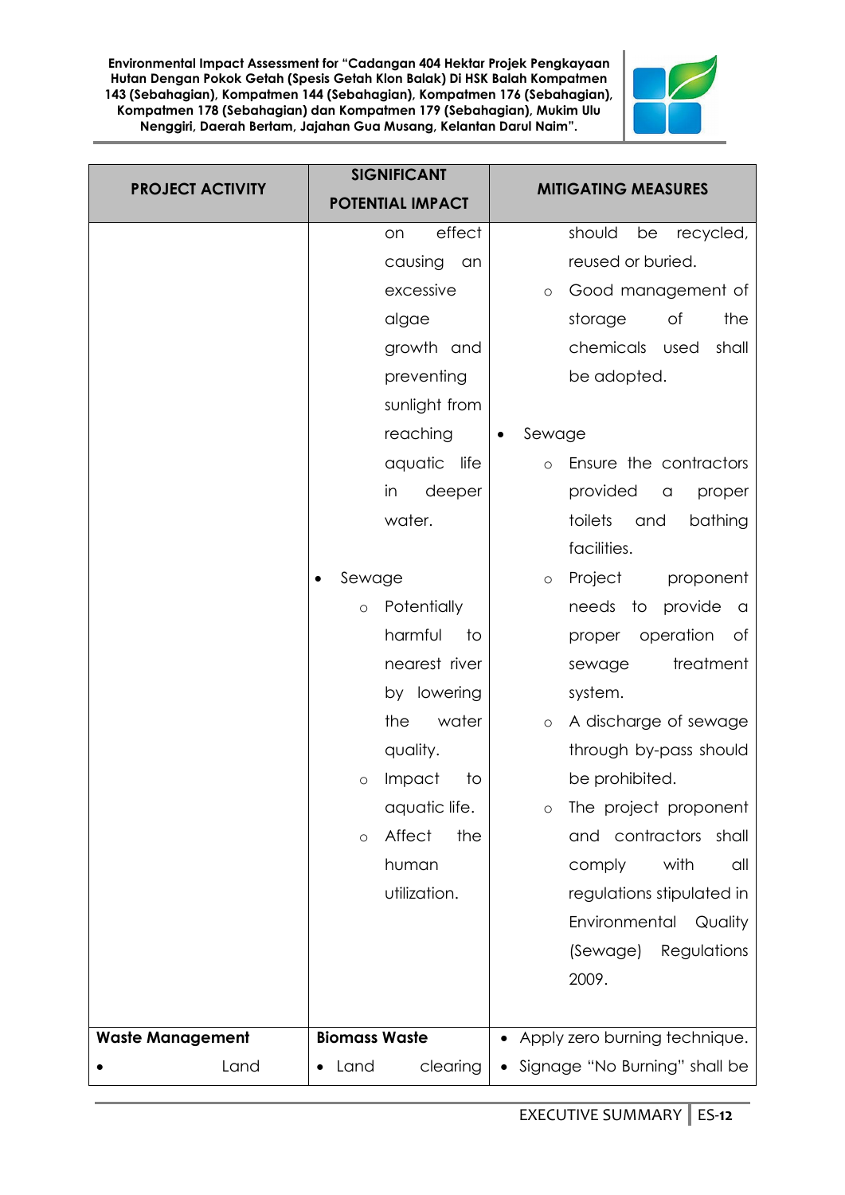| PROJECT ACTIVITY | SIGNIFICANT POTENTIAL IMPACT | MITIGATING MEASURES |
|---|---|---|
| | on effect causing an excessive algae growth and preventing sunlight from reaching aquatic life in deeper water.<br><br>• Sewage<br>  ○ Potentially harmful to nearest river by lowering the water quality.<br>  ○ Impact to aquatic life.<br>  ○ Affect the human utilization. | should be recycled, reused or buried.<br>○ Good management of storage of the chemicals used shall be adopted.<br><br>• Sewage<br>  ○ Ensure the contractors provided a proper toilets and bathing facilities.<br>  ○ Project proponent needs to provide a proper operation of sewage treatment system.<br>  ○ A discharge of sewage through by-pass should be prohibited.<br>  ○ The project proponent and contractors shall comply with all regulations stipulated in Environmental Quality (Sewage) Regulations 2009. |
| **Waste Management**<br>• Land | **Biomass Waste**<br>• Land clearing | • Apply zero burning technique.<br>• Signage "No Burning" shall be |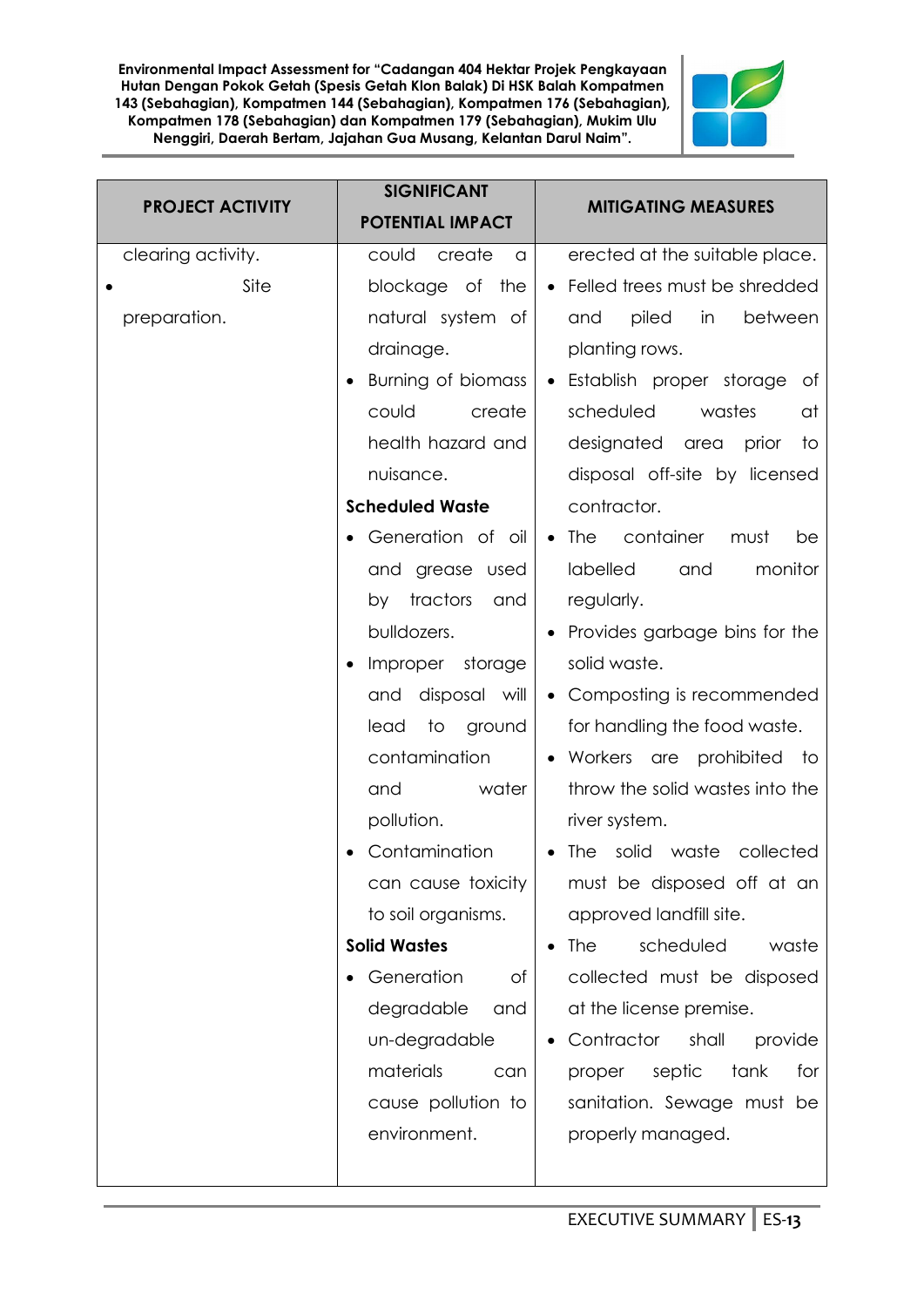| PROJECT ACTIVITY | SIGNIFICANT POTENTIAL IMPACT | MITIGATING MEASURES |
|---|---|---|
| clearing activity.<br>• Site preparation. | could create a blockage of the natural system of drainage.<br>• Burning of biomass could create health hazard and nuisance.<br>**Scheduled Waste**<br>• Generation of oil and grease used by tractors and bulldozers.<br>• Improper storage and disposal will lead to ground contamination and water pollution.<br>• Contamination can cause toxicity to soil organisms.<br>**Solid Wastes**<br>• Generation of degradable and un-degradable materials can cause pollution to environment. | erected at the suitable place.<br>• Felled trees must be shredded and piled in between planting rows.<br>• Establish proper storage of scheduled wastes at designated area prior to disposal off-site by licensed contractor.<br>• The container must be labelled and monitor regularly.<br>• Provides garbage bins for the solid waste.<br>• Composting is recommended for handling the food waste.<br>• Workers are prohibited to throw the solid wastes into the river system.<br>• The solid waste collected must be disposed off at an approved landfill site.<br>• The scheduled waste collected must be disposed at the license premise.<br>• Contractor shall provide proper septic tank for sanitation. Sewage must be properly managed. |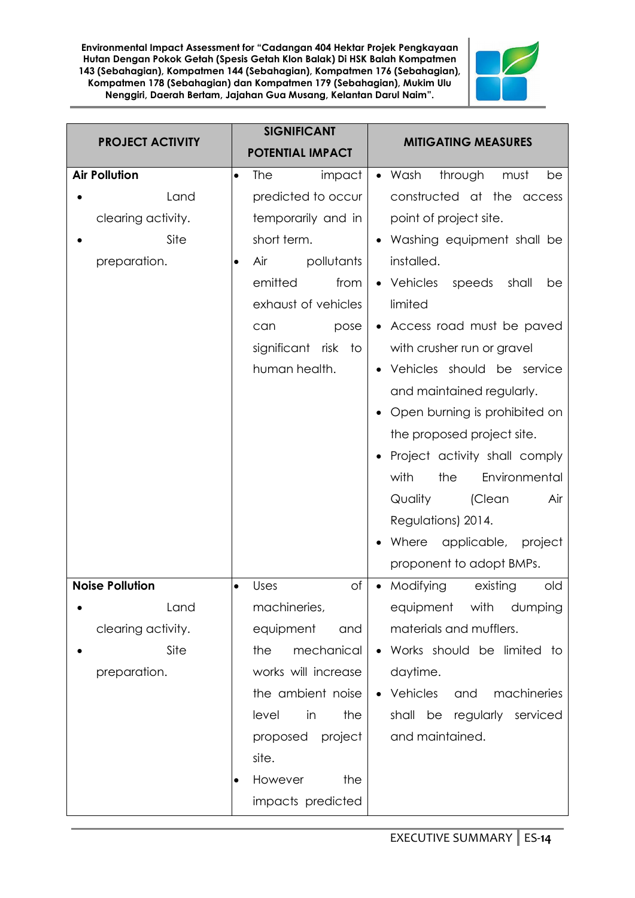| PROJECT ACTIVITY | SIGNIFICANT POTENTIAL IMPACT | MITIGATING MEASURES |
|---|---|---|
| **Air Pollution**<br>• Land clearing activity.<br>• Site preparation. | • The impact predicted to occur temporarily and in short term.<br>• Air pollutants emitted from exhaust of vehicles can pose significant risk to human health. | • Wash through must be constructed at the access point of project site.<br>• Washing equipment shall be installed.<br>• Vehicles speeds shall be limited<br>• Access road must be paved with crusher run or gravel<br>• Vehicles should be service and maintained regularly.<br>• Open burning is prohibited on the proposed project site.<br>• Project activity shall comply with the Environmental Quality (Clean Air Regulations) 2014.<br>• Where applicable, project proponent to adopt BMPs. |
| **Noise Pollution**<br>• Land clearing activity.<br>• Site preparation. | • Uses of machineries, equipment and the mechanical works will increase the ambient noise level in the proposed project site.<br>• However the impacts predicted | • Modifying existing old equipment with dumping materials and mufflers.<br>• Works should be limited to daytime.<br>• Vehicles and machineries shall be regularly serviced and maintained. |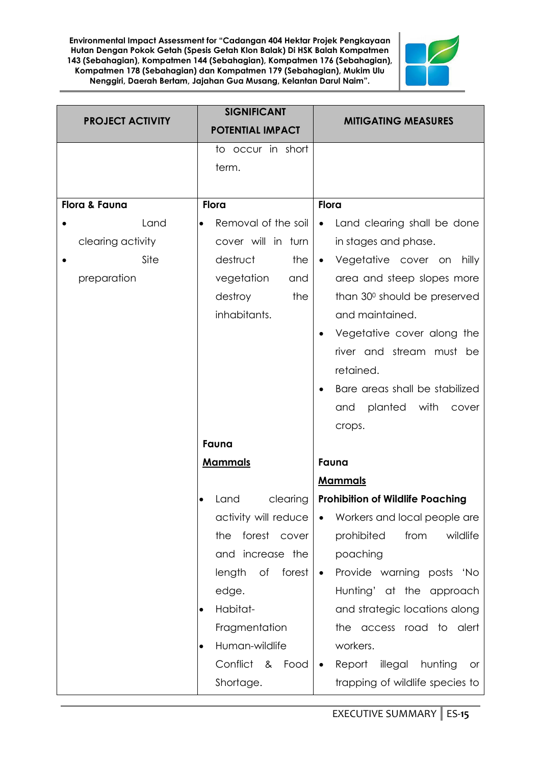| PROJECT ACTIVITY | SIGNIFICANT POTENTIAL IMPACT | MITIGATING MEASURES |
|---|---|---|
| | to occur in short term. | |
| **Flora & Fauna**<br>• Land clearing activity<br>• Site preparation | **Flora**<br>• Removal of the soil cover will in turn destruct the vegetation and destroy the inhabitants. | **Flora**<br>• Land clearing shall be done in stages and phase.<br>• Vegetative cover on hilly area and steep slopes more than 30⁰ should be preserved and maintained.<br>• Vegetative cover along the river and stream must be retained.<br>• Bare areas shall be stabilized and planted with cover crops. |
| | **Fauna**<br>**<u>Mammals</u>**<br>• Land clearing activity will reduce the forest cover and increase the length of forest edge.<br>• Habitat-Fragmentation<br>• Human-wildlife Conflict & Food Shortage. | **Fauna**<br>**<u>Mammals</u>**<br>**Prohibition of Wildlife Poaching**<br>• Workers and local people are prohibited from wildlife poaching<br>• Provide warning posts 'No Hunting' at the approach and strategic locations along the access road to alert workers.<br>• Report illegal hunting or trapping of wildlife species to |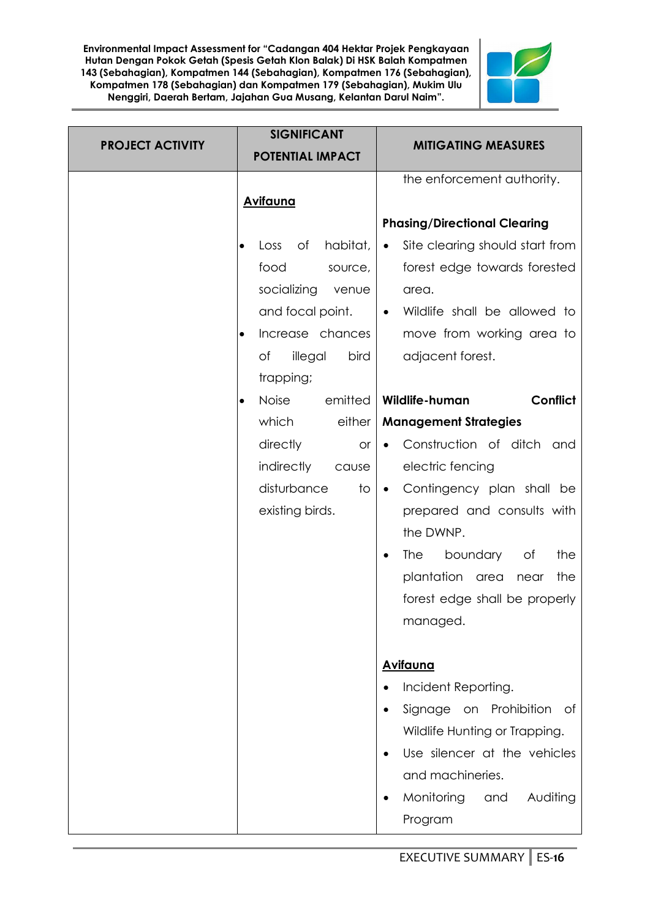| PROJECT ACTIVITY | SIGNIFICANT POTENTIAL IMPACT | MITIGATING MEASURES |
|---|---|---|
| | **Avifauna**<br>• Loss of habitat, food source, socializing venue and focal point.<br>• Increase chances of illegal bird trapping;<br>• Noise emitted which either directly or indirectly cause disturbance to existing birds. | the enforcement authority.<br>**Phasing/Directional Clearing**<br>• Site clearing should start from forest edge towards forested area.<br>• Wildlife shall be allowed to move from working area to adjacent forest.<br>**Wildlife-human Conflict Management Strategies**<br>• Construction of ditch and electric fencing<br>• Contingency plan shall be prepared and consults with the DWNP.<br>• The boundary of the plantation area near the forest edge shall be properly managed.<br>**Avifauna**<br>• Incident Reporting.<br>• Signage on Prohibition of Wildlife Hunting or Trapping.<br>• Use silencer at the vehicles and machineries.<br>• Monitoring and Auditing Program |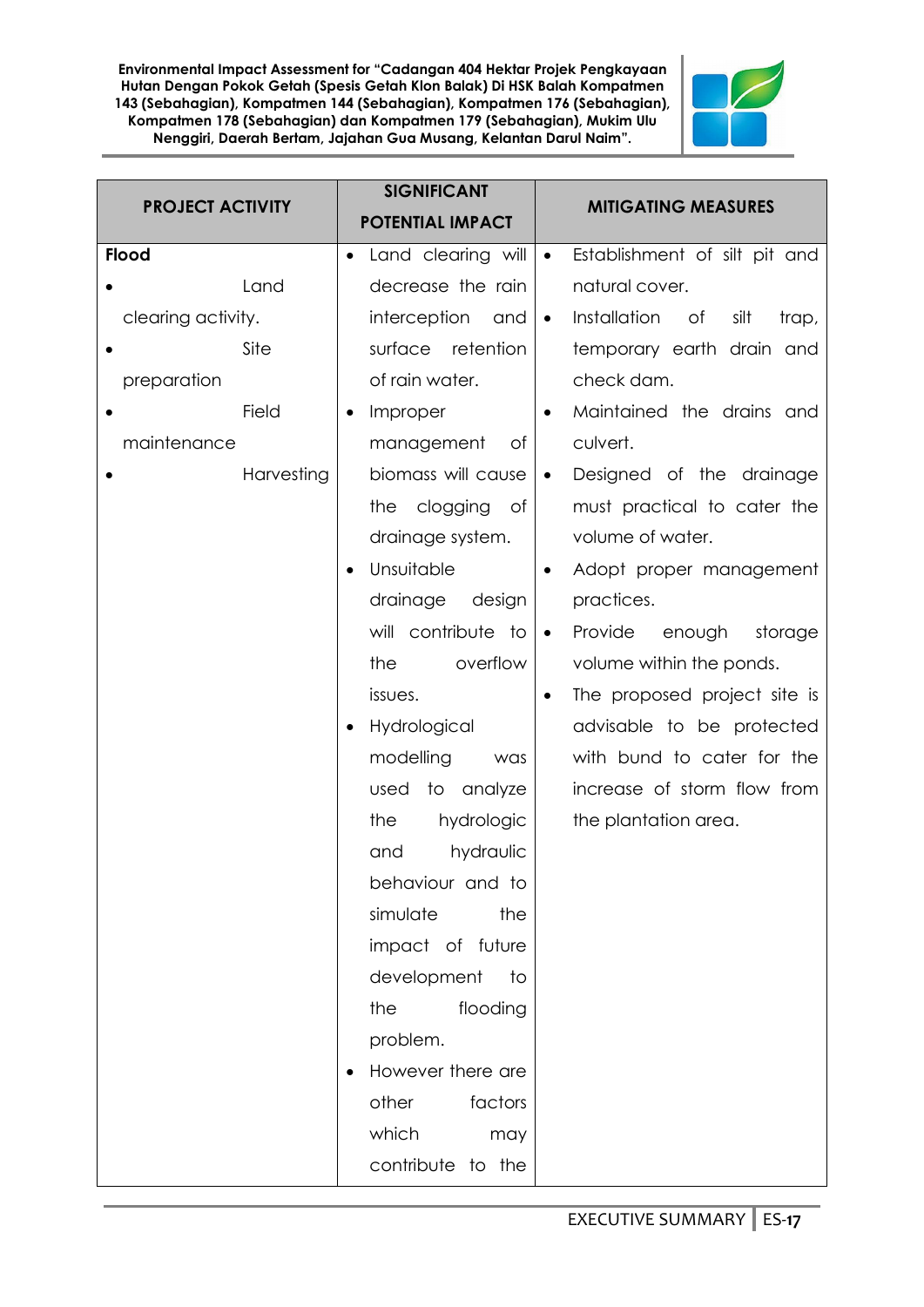| PROJECT ACTIVITY | SIGNIFICANT POTENTIAL IMPACT | MITIGATING MEASURES |
|---|---|---|
| **Flood**<br>• Land clearing activity.<br>• Site preparation<br>• Field maintenance<br>• Harvesting | • Land clearing will decrease the rain interception and surface retention of rain water.<br>• Improper management of biomass will cause the clogging of drainage system.<br>• Unsuitable drainage design will contribute to the overflow issues.<br>• Hydrological modelling was used to analyze the hydrologic and hydraulic behaviour and to simulate the impact of future development to the flooding problem.<br>• However there are other factors which may contribute to the | • Establishment of silt pit and natural cover.<br>• Installation of silt trap, temporary earth drain and check dam.<br>• Maintained the drains and culvert.<br>• Designed of the drainage must practical to cater the volume of water.<br>• Adopt proper management practices.<br>• Provide enough storage volume within the ponds.<br>• The proposed project site is advisable to be protected with bund to cater for the increase of storm flow from the plantation area. |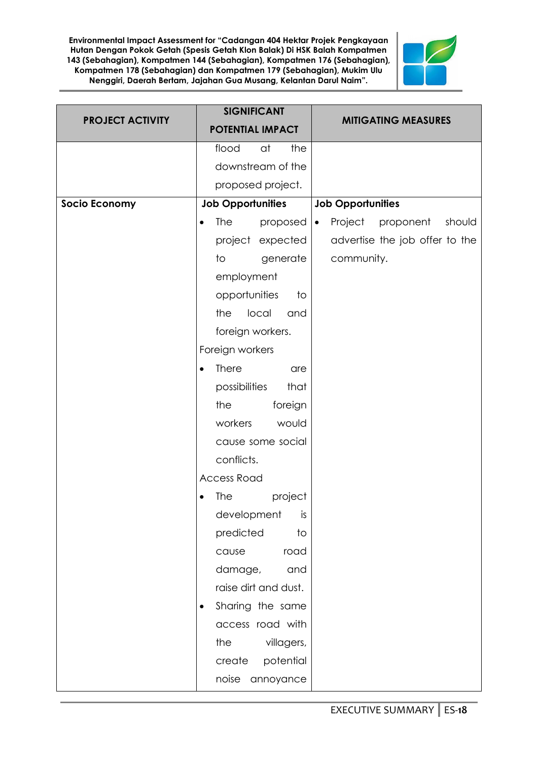| PROJECT ACTIVITY | SIGNIFICANT POTENTIAL IMPACT | MITIGATING MEASURES |
|---|---|---|
| | flood at the downstream of the proposed project. | |
| **Socio Economy** | **Job Opportunities**<br>• The proposed project expected to generate employment opportunities to the local and foreign workers.<br>Foreign workers<br>• There are possibilities that the foreign workers would cause some social conflicts.<br>Access Road<br>• The project development is predicted to cause road damage, and raise dirt and dust.<br>• Sharing the same access road with the villagers, create potential noise annoyance | **Job Opportunities**<br>• Project proponent should advertise the job offer to the community. |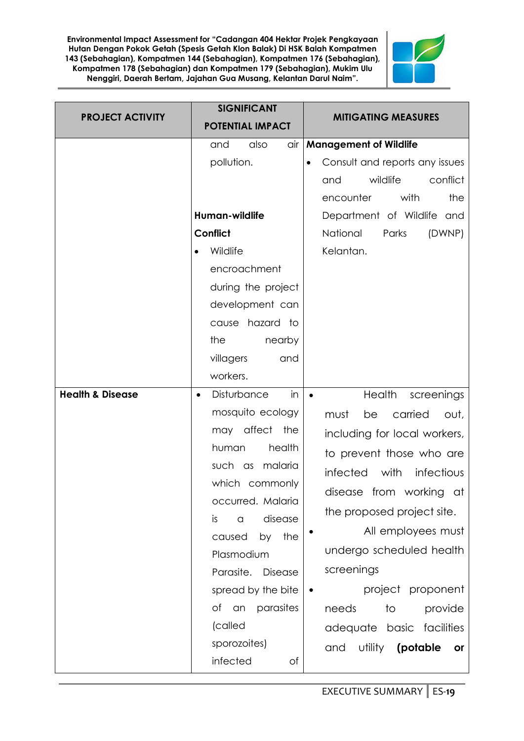| PROJECT ACTIVITY | SIGNIFICANT POTENTIAL IMPACT | MITIGATING MEASURES |
|---|---|---|
| | and also air pollution.<br><br>**Human-wildlife Conflict**<br>• Wildlife encroachment during the project development can cause hazard to the nearby villagers and workers. | **Management of Wildlife**<br>• Consult and reports any issues and wildlife conflict encounter with the Department of Wildlife and National Parks (DWNP) Kelantan. |
| **Health & Disease** | • Disturbance in mosquito ecology may affect the human health such as malaria which commonly occurred. Malaria is a disease caused by the Plasmodium Parasite. Disease spread by the bite of an parasites (called sporozoites) infected of | • Health screenings must be carried out, including for local workers, to prevent those who are infected with infectious disease from working at the proposed project site.<br>• All employees must undergo scheduled health screenings<br>• project proponent needs to provide adequate basic facilities and utility **(potable or** |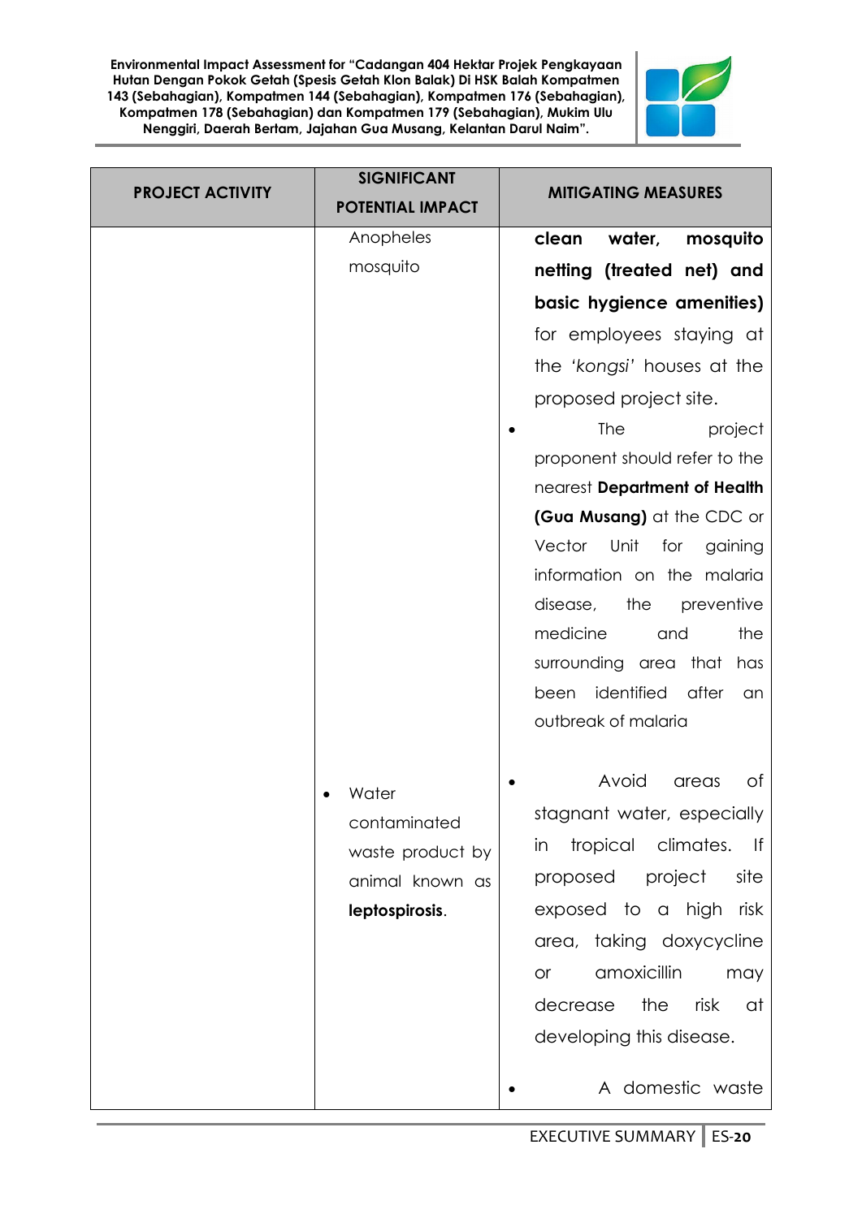| PROJECT ACTIVITY | SIGNIFICANT POTENTIAL IMPACT | MITIGATING MEASURES |
|---|---|---|
| | Anopheles mosquito | **clean water, mosquito netting (treated net) and basic hygiene amenities)** for employees staying at the *'kongsi'* houses at the proposed project site.<br>• The project proponent should refer to the nearest **Department of Health (Gua Musang)** at the CDC or Vector Unit for gaining information on the malaria disease, the preventive medicine and the surrounding area that has been identified after an outbreak of malaria |
| | • Water contaminated waste product by animal known as **leptospirosis**. | • Avoid areas of stagnant water, especially in tropical climates. If proposed project site exposed to a high risk area, taking doxycycline or amoxicillin may decrease the risk at developing this disease.<br>• A domestic waste |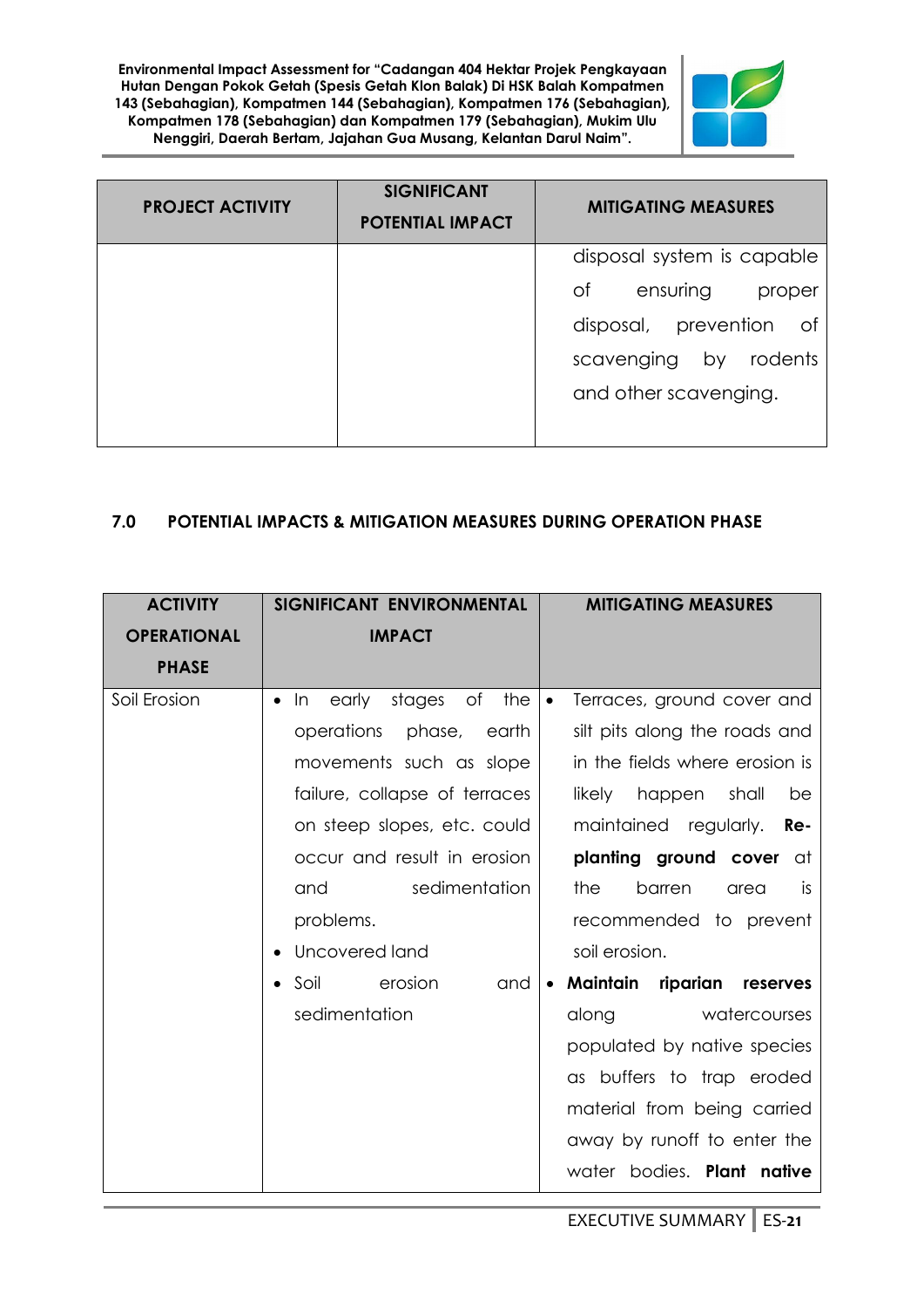| PROJECT ACTIVITY | SIGNIFICANT POTENTIAL IMPACT | MITIGATING MEASURES |
|---|---|---|
| | | disposal system is capable of ensuring proper disposal, prevention of scavenging by rodents and other scavenging. |

## 7.0 POTENTIAL IMPACTS & MITIGATION MEASURES DURING OPERATION PHASE

| ACTIVITY OPERATIONAL PHASE | SIGNIFICANT ENVIRONMENTAL IMPACT | MITIGATING MEASURES |
|---|---|---|
| Soil Erosion | • In early stages of the operations phase, earth movements such as slope failure, collapse of terraces on steep slopes, etc. could occur and result in erosion and sedimentation problems.<br>• Uncovered land<br>• Soil erosion and sedimentation | • Terraces, ground cover and silt pits along the roads and in the fields where erosion is likely happen shall be maintained regularly. **Re-planting ground cover** at the barren area is recommended to prevent soil erosion.<br>• **Maintain riparian reserves** along watercourses populated by native species as buffers to trap eroded material from being carried away by runoff to enter the water bodies. **Plant native** |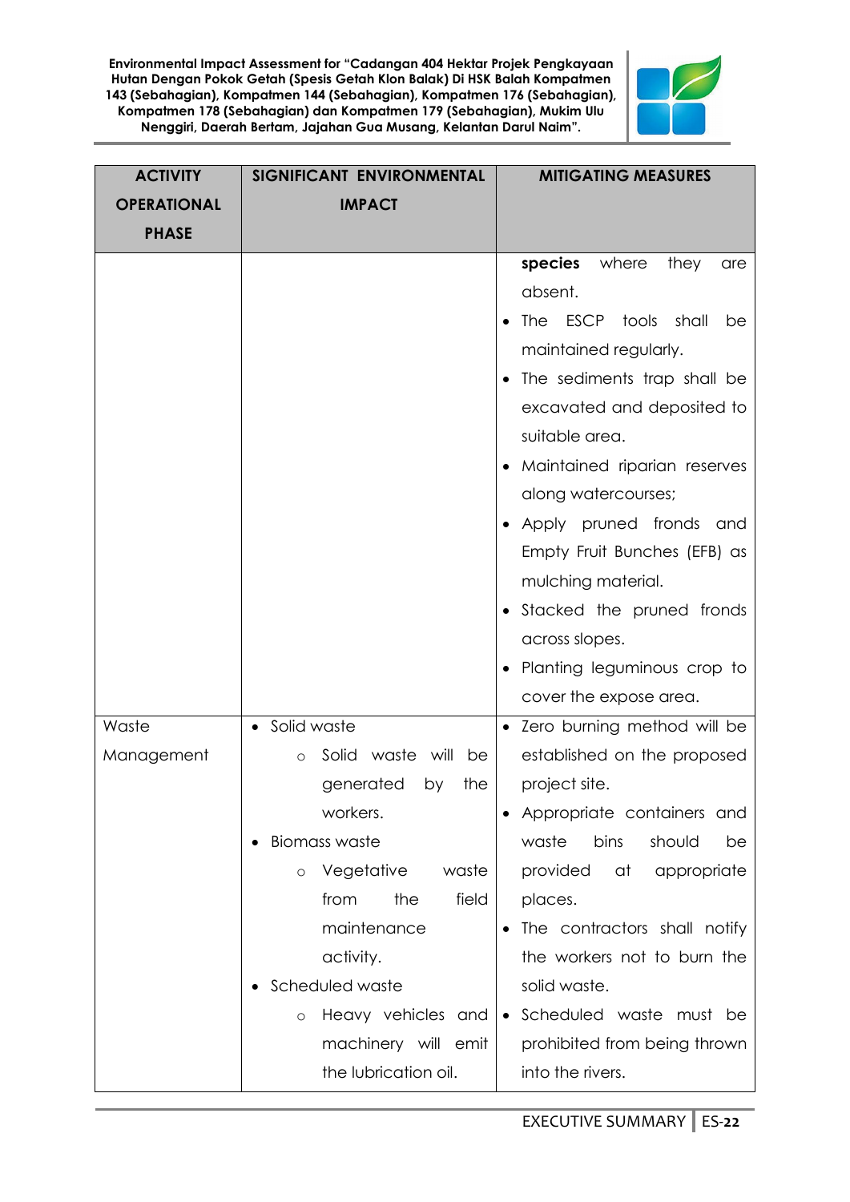| ACTIVITY OPERATIONAL PHASE | SIGNIFICANT ENVIRONMENTAL IMPACT | MITIGATING MEASURES |
|---|---|---|
| | | **species** where they are absent.<br>• The ESCP tools shall be maintained regularly.<br>• The sediments trap shall be excavated and deposited to suitable area.<br>• Maintained riparian reserves along watercourses;<br>• Apply pruned fronds and Empty Fruit Bunches (EFB) as mulching material.<br>• Stacked the pruned fronds across slopes.<br>• Planting leguminous crop to cover the expose area. |
| Waste Management | • Solid waste<br>○ Solid waste will be generated by the workers.<br>• Biomass waste<br>○ Vegetative waste from the field maintenance activity.<br>• Scheduled waste<br>○ Heavy vehicles and machinery will emit the lubrication oil. | • Zero burning method will be established on the proposed project site.<br>• Appropriate containers and waste bins should be provided at appropriate places.<br>• The contractors shall notify the workers not to burn the solid waste.<br>• Scheduled waste must be prohibited from being thrown into the rivers. |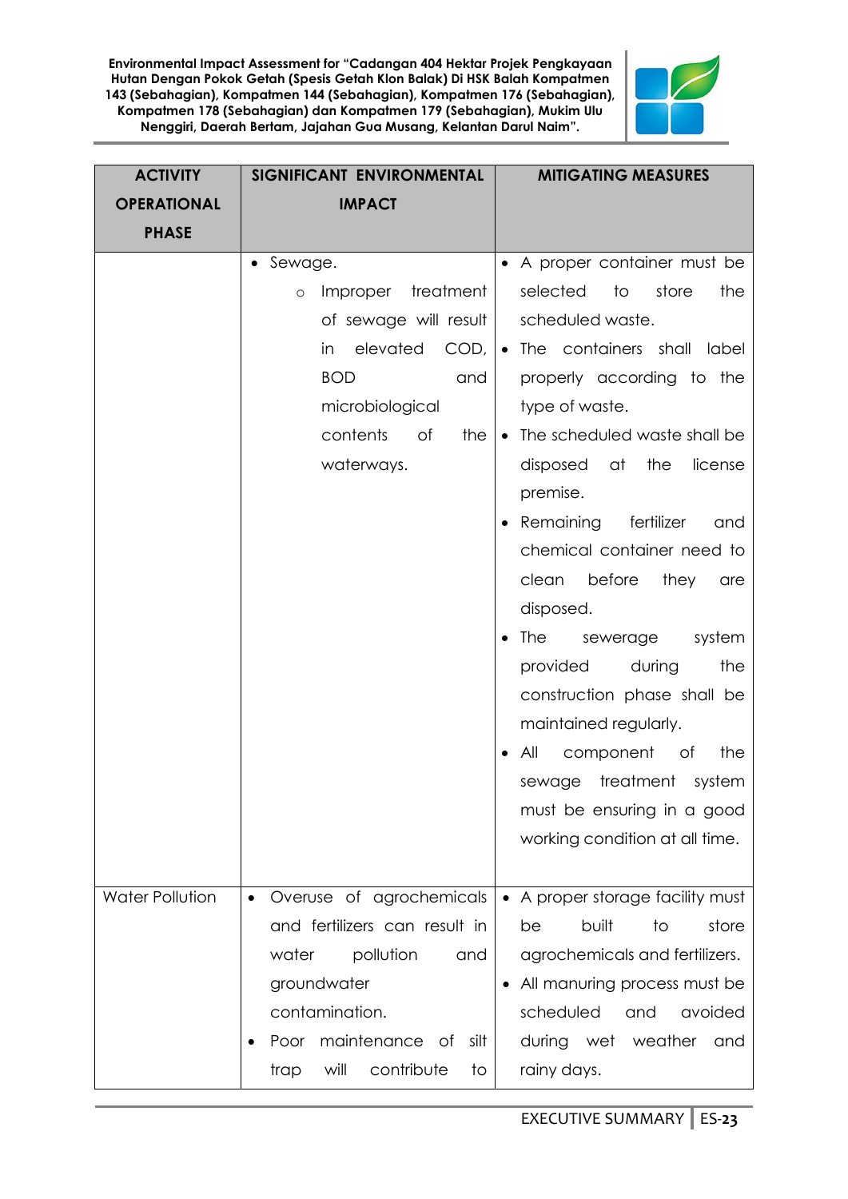| ACTIVITY OPERATIONAL PHASE | SIGNIFICANT ENVIRONMENTAL IMPACT | MITIGATING MEASURES |
|---|---|---|
| | • Sewage.<br>  ◦ Improper treatment of sewage will result in elevated COD, BOD and microbiological contents of the waterways. | • A proper container must be selected to store the scheduled waste.<br>• The containers shall label properly according to the type of waste.<br>• The scheduled waste shall be disposed at the license premise.<br>• Remaining fertilizer and chemical container need to clean before they are disposed.<br>• The sewerage system provided during the construction phase shall be maintained regularly.<br>• All component of the sewage treatment system must be ensuring in a good working condition at all time. |
| Water Pollution | • Overuse of agrochemicals and fertilizers can result in water pollution and groundwater contamination.<br>• Poor maintenance of silt trap will contribute to | • A proper storage facility must be built to store agrochemicals and fertilizers.<br>• All manuring process must be scheduled and avoided during wet weather and rainy days. |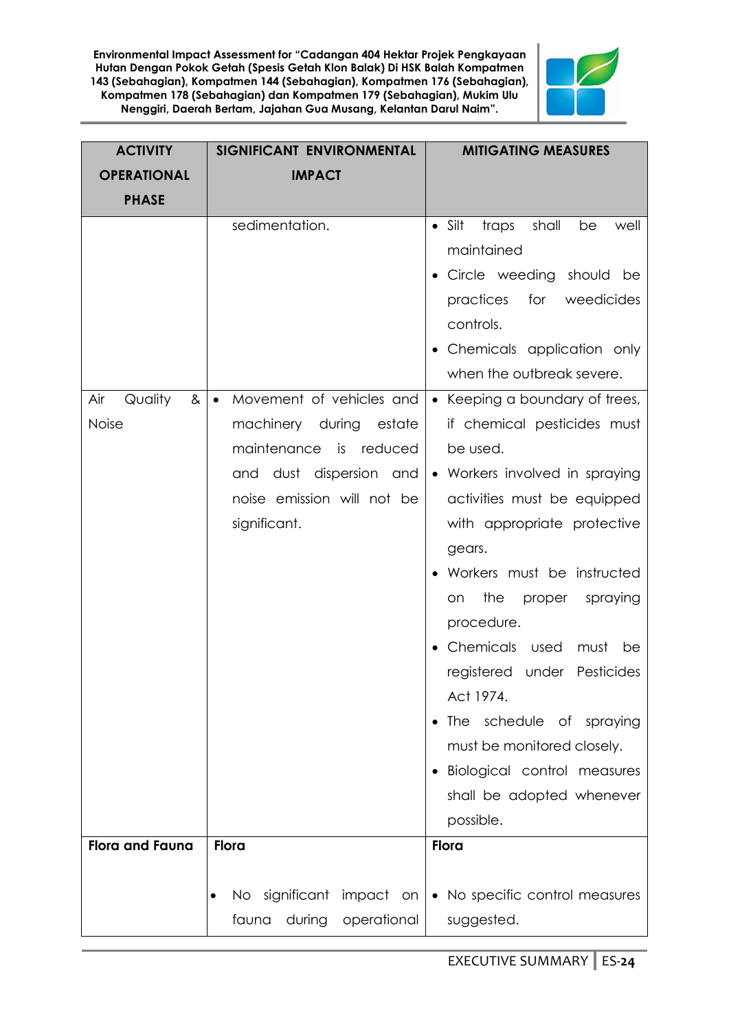| ACTIVITY OPERATIONAL PHASE | SIGNIFICANT ENVIRONMENTAL IMPACT | MITIGATING MEASURES |
|---|---|---|
| | sedimentation. | • Silt traps shall be well maintained<br>• Circle weeding should be practices for weedicides controls.<br>• Chemicals application only when the outbreak severe. |
| Air Quality & Noise | • Movement of vehicles and machinery during estate maintenance is reduced and dust dispersion and noise emission will not be significant. | • Keeping a boundary of trees, if chemical pesticides must be used.<br>• Workers involved in spraying activities must be equipped with appropriate protective gears.<br>• Workers must be instructed on the proper spraying procedure.<br>• Chemicals used must be registered under Pesticides Act 1974.<br>• The schedule of spraying must be monitored closely.<br>• Biological control measures shall be adopted whenever possible. |
| **Flora and Fauna** | **Flora**<br><br>• No significant impact on fauna during operational | **Flora**<br><br>• No specific control measures suggested. |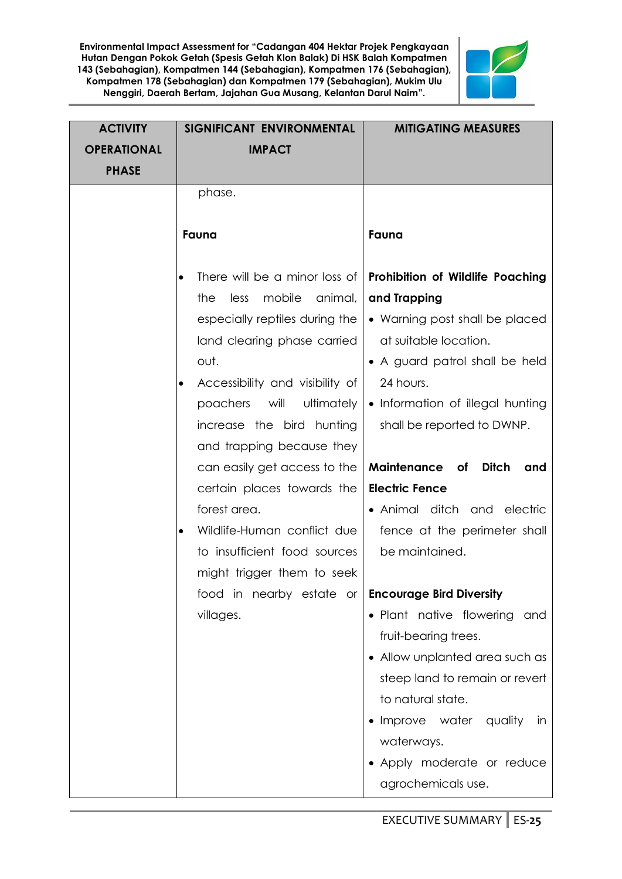| ACTIVITY OPERATIONAL PHASE | SIGNIFICANT ENVIRONMENTAL IMPACT | MITIGATING MEASURES |
|---|---|---|
| | phase.<br><br>**Fauna**<br><br>• There will be a minor loss of the less mobile animal, especially reptiles during the land clearing phase carried out.<br>• Accessibility and visibility of poachers will ultimately increase the bird hunting and trapping because they can easily get access to the certain places towards the forest area.<br>• Wildlife-Human conflict due to insufficient food sources might trigger them to seek food in nearby estate or villages. | <br><br>**Fauna**<br><br>**Prohibition of Wildlife Poaching and Trapping**<br>• Warning post shall be placed at suitable location.<br>• A guard patrol shall be held 24 hours.<br>• Information of illegal hunting shall be reported to DWNP.<br><br>**Maintenance of Ditch and Electric Fence**<br>• Animal ditch and electric fence at the perimeter shall be maintained.<br><br>**Encourage Bird Diversity**<br>• Plant native flowering and fruit-bearing trees.<br>• Allow unplanted area such as steep land to remain or revert to natural state.<br>• Improve water quality in waterways.<br>• Apply moderate or reduce agrochemicals use. |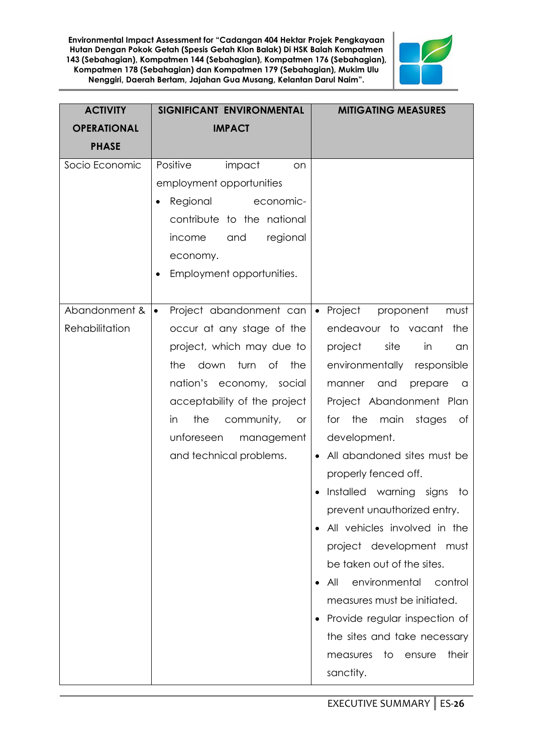| ACTIVITY OPERATIONAL PHASE | SIGNIFICANT ENVIRONMENTAL IMPACT | MITIGATING MEASURES |
|---|---|---|
| Socio Economic | Positive impact on employment opportunities<br>• Regional economic-contribute to the national income and regional economy.<br>• Employment opportunities. | |
| Abandonment & Rehabilitation | • Project abandonment can occur at any stage of the project, which may due to the down turn of the nation's economy, social acceptability of the project in the community, or unforeseen management and technical problems. | • Project proponent must endeavour to vacant the project site in an environmentally responsible manner and prepare a Project Abandonment Plan for the main stages of development.<br>• All abandoned sites must be properly fenced off.<br>• Installed warning signs to prevent unauthorized entry.<br>• All vehicles involved in the project development must be taken out of the sites.<br>• All environmental control measures must be initiated.<br>• Provide regular inspection of the sites and take necessary measures to ensure their sanctity. |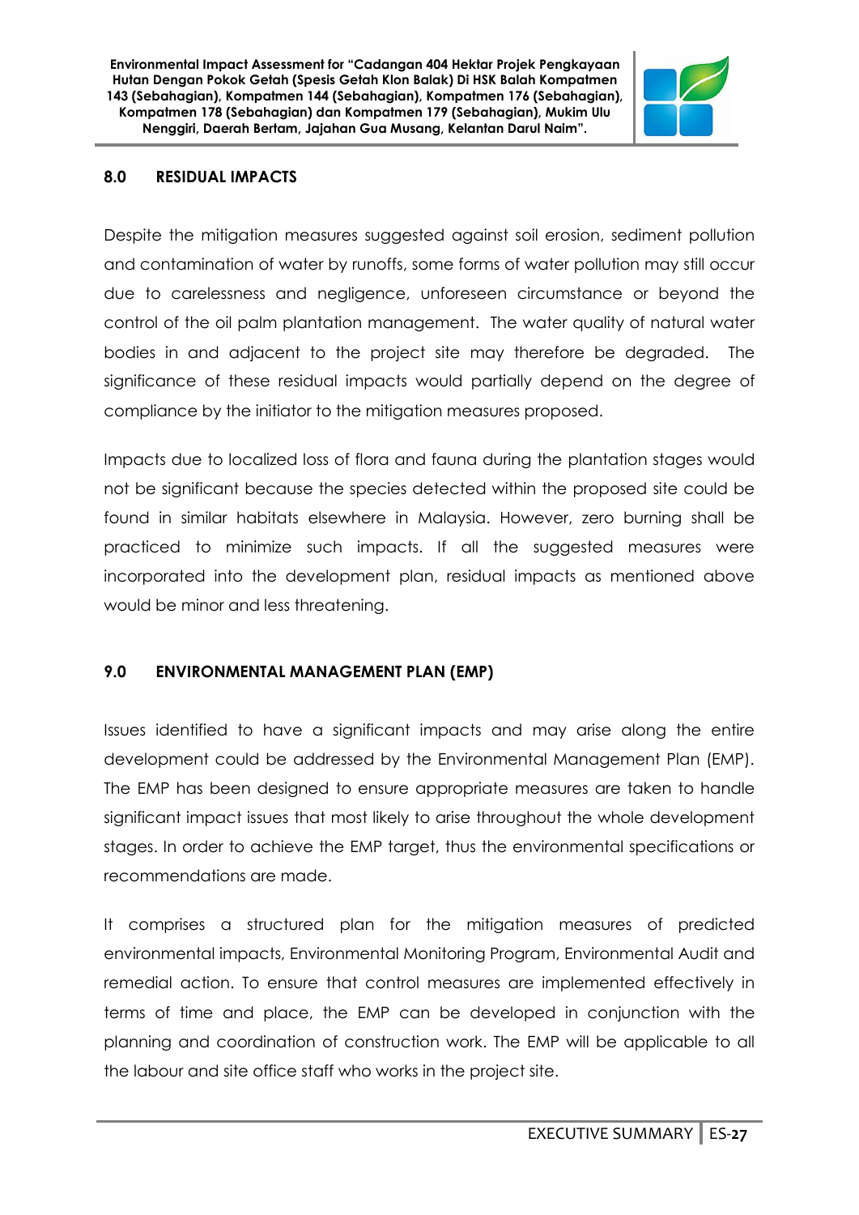## 8.0 RESIDUAL IMPACTS

Despite the mitigation measures suggested against soil erosion, sediment pollution and contamination of water by runoffs, some forms of water pollution may still occur due to carelessness and negligence, unforeseen circumstance or beyond the control of the oil palm plantation management. The water quality of natural water bodies in and adjacent to the project site may therefore be degraded. The significance of these residual impacts would partially depend on the degree of compliance by the initiator to the mitigation measures proposed.

Impacts due to localized loss of flora and fauna during the plantation stages would not be significant because the species detected within the proposed site could be found in similar habitats elsewhere in Malaysia. However, zero burning shall be practiced to minimize such impacts. If all the suggested measures were incorporated into the development plan, residual impacts as mentioned above would be minor and less threatening.

## 9.0 ENVIRONMENTAL MANAGEMENT PLAN (EMP)

Issues identified to have a significant impacts and may arise along the entire development could be addressed by the Environmental Management Plan (EMP). The EMP has been designed to ensure appropriate measures are taken to handle significant impact issues that most likely to arise throughout the whole development stages. In order to achieve the EMP target, thus the environmental specifications or recommendations are made.

It comprises a structured plan for the mitigation measures of predicted environmental impacts, Environmental Monitoring Program, Environmental Audit and remedial action. To ensure that control measures are implemented effectively in terms of time and place, the EMP can be developed in conjunction with the planning and coordination of construction work. The EMP will be applicable to all the labour and site office staff who works in the project site.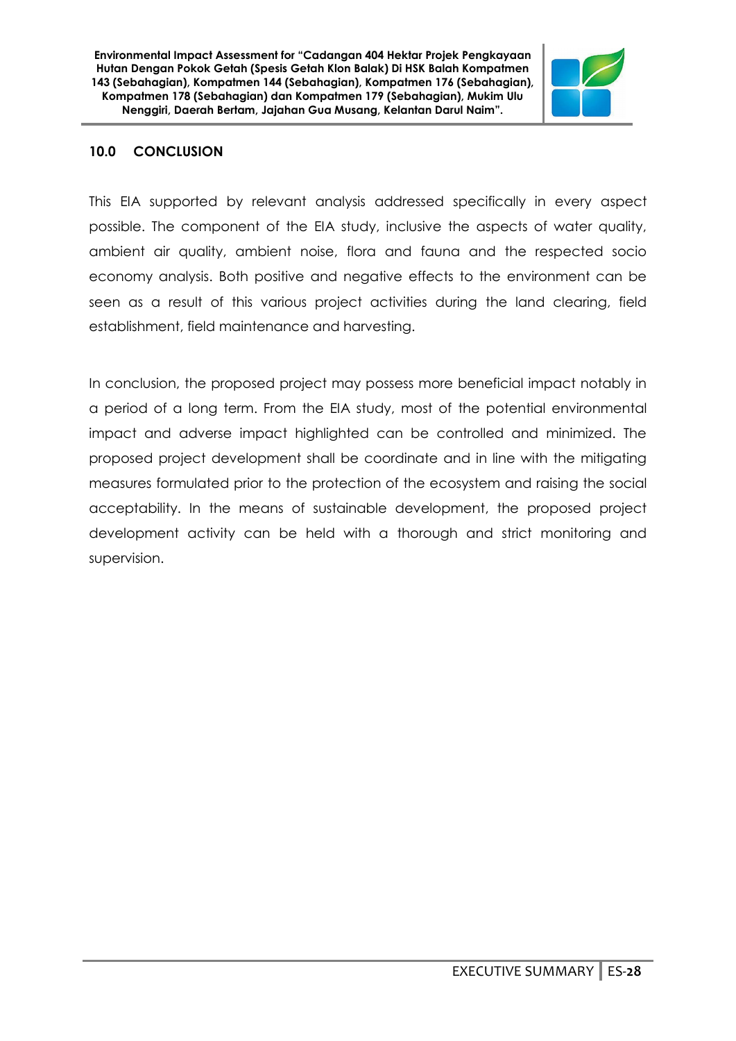## 10.0 CONCLUSION

This EIA supported by relevant analysis addressed specifically in every aspect possible. The component of the EIA study, inclusive the aspects of water quality, ambient air quality, ambient noise, flora and fauna and the respected socio economy analysis. Both positive and negative effects to the environment can be seen as a result of this various project activities during the land clearing, field establishment, field maintenance and harvesting.

In conclusion, the proposed project may possess more beneficial impact notably in a period of a long term. From the EIA study, most of the potential environmental impact and adverse impact highlighted can be controlled and minimized. The proposed project development shall be coordinate and in line with the mitigating measures formulated prior to the protection of the ecosystem and raising the social acceptability. In the means of sustainable development, the proposed project development activity can be held with a thorough and strict monitoring and supervision.